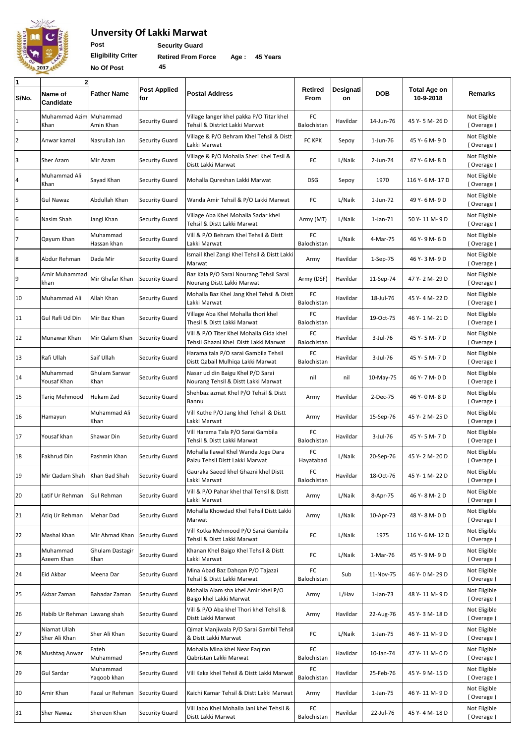# Unversity Of Lakki Marwat

**Post** **Security Guard**

**Eligibility Criter** **Retired From Force** **Age :** **45 Years**

**No Of Post** **45**

| 1<br>S/No. | 2<br>Name of Candidate | Father Name | Post Applied for | Postal Address | Retired From | Designation | DOB | Total Age on 10-9-2018 | Remarks |
|---|---|---|---|---|---|---|---|---|---|
| 1 | Muhammad Azim Khan | Muhammad Amin Khan | Security Guard | Village langer khel pakka P/O Titar khel Tehsil & District Lakki Marwat | FC Balochistan | Havildar | 14-Jun-76 | 45 Y- 5 M- 26 D | Not Eligible ( Overage ) |
| 2 | Anwar kamal | Nasrullah Jan | Security Guard | Village & P/O Behram Khel Tehsil & Distt Lakki Marwat | FC KPK | Sepoy | 1-Jun-76 | 45 Y- 6 M- 9 D | Not Eligible ( Overage ) |
| 3 | Sher Azam | Mir Azam | Security Guard | Village & P/O Mohalla Sheri Khel Tesil & Distt Lakki Marwat | FC | L/Naik | 2-Jun-74 | 47 Y- 6 M- 8 D | Not Eligible ( Overage ) |
| 4 | Muhammad Ali Khan | Sayad Khan | Security Guard | Mohalla Qureshan Lakki Marwat | DSG | Sepoy | 1970 | 116 Y- 6 M- 17 D | Not Eligible ( Overage ) |
| 5 | Gul Nawaz | Abdullah Khan | Security Guard | Wanda Amir Tehsil & P/O Lakki Marwat | FC | L/Naik | 1-Jun-72 | 49 Y- 6 M- 9 D | Not Eligible ( Overage ) |
| 6 | Nasim Shah | Jangi Khan | Security Guard | Village Aba Khel Mohalla Sadar khel Tehsil & Distt Lakki Marwat | Army (MT) | L/Naik | 1-Jan-71 | 50 Y- 11 M- 9 D | Not Eligible ( Overage ) |
| 7 | Qayum Khan | Muhammad Hassan khan | Security Guard | Vill & P/O Behram Khel Tehsil & Distt Lakki Marwat | FC Balochistan | L/Naik | 4-Mar-75 | 46 Y- 9 M- 6 D | Not Eligible ( Overage ) |
| 8 | Abdur Rehman | Dada Mir | Security Guard | Ismail Khel Zangi Khel Tehsil & Distt Lakki Marwat | Army | Havildar | 1-Sep-75 | 46 Y- 3 M- 9 D | Not Eligible ( Overage ) |
| 9 | Amir Muhammad khan | Mir Ghafar Khan | Security Guard | Baz Kala P/O Sarai Nourang Tehsil Sarai Nourang Distt Lakki Marwat | Army (DSF) | Havildar | 11-Sep-74 | 47 Y- 2 M- 29 D | Not Eligible ( Overage ) |
| 10 | Muhammad Ali | Allah Khan | Security Guard | Mohalla Baz Khel Jang Khel Tehsil & Distt Lakki Marwat | FC Balochistan | Havildar | 18-Jul-76 | 45 Y- 4 M- 22 D | Not Eligible ( Overage ) |
| 11 | Gul Rafi Ud Din | Mir Baz Khan | Security Guard | Village Aba Khel Mohalla thori khel Thesil & Distt Lakki Marwat | FC Balochistan | Havildar | 19-Oct-75 | 46 Y- 1 M- 21 D | Not Eligible ( Overage ) |
| 12 | Munawar Khan | Mir Qalam Khan | Security Guard | Vill & P/O Titer Khel Mohalla Gida khel Tehsil Ghazni Khel Distt Lakki Marwat | FC Balochistan | Havildar | 3-Jul-76 | 45 Y- 5 M- 7 D | Not Eligible ( Overage ) |
| 13 | Rafi Ullah | Saif Ullah | Security Guard | Harama tala P/O sarai Gambila Tehsil Distt Qabail Mulhiqa Lakki Marwat | FC Balochistan | Havildar | 3-Jul-76 | 45 Y- 5 M- 7 D | Not Eligible ( Overage ) |
| 14 | Muhammad Yousaf Khan | Ghulam Sarwar Khan | Security Guard | Nasar ud din Baigu Khel P/O Sarai Nourang Tehsil & Distt Lakki Marwat | nil | nil | 10-May-75 | 46 Y- 7 M- 0 D | Not Eligible ( Overage ) |
| 15 | Tariq Mehmood | Hukam Zad | Security Guard | Shehbaz azmat Khel P/O Tehsil & Distt Bannu | Army | Havildar | 2-Dec-75 | 46 Y- 0 M- 8 D | Not Eligible ( Overage ) |
| 16 | Hamayun | Muhammad Ali Khan | Security Guard | Vill Kuthe P/O Jang khel Tehsil & Distt Lakki Marwat | Army | Havildar | 15-Sep-76 | 45 Y- 2 M- 25 D | Not Eligible ( Overage ) |
| 17 | Yousaf khan | Shawar Din | Security Guard | Vill Harama Tala P/O Sarai Gambila Tehsil & Distt Lakki Marwat | FC Balochistan | Havildar | 3-Jul-76 | 45 Y- 5 M- 7 D | Not Eligible ( Overage ) |
| 18 | Fakhrud Din | Pashmin Khan | Security Guard | Mohalla Ilawal Khel Wanda Joge Dara Paizu Tehsil Distt Lakki Marwat | FC Hayatabad | L/Naik | 20-Sep-76 | 45 Y- 2 M- 20 D | Not Eligible ( Overage ) |
| 19 | Mir Qadam Shah | Khan Bad Shah | Security Guard | Gauraka Saeed khel Ghazni khel Distt Lakki Marwat | FC Balochistan | Havildar | 18-Oct-76 | 45 Y- 1 M- 22 D | Not Eligible ( Overage ) |
| 20 | Latif Ur Rehman | Gul Rehman | Security Guard | Vill & P/O Pahar khel thal Tehsil & Distt Lakki Marwat | Army | L/Naik | 8-Apr-75 | 46 Y- 8 M- 2 D | Not Eligible ( Overage ) |
| 21 | Atiq Ur Rehman | Mehar Dad | Security Guard | Mohalla Khowdad Khel Tehsil Distt Lakki Marwat | Army | L/Naik | 10-Apr-73 | 48 Y- 8 M- 0 D | Not Eligible ( Overage ) |
| 22 | Mashal Khan | Mir Ahmad Khan | Security Guard | Vill Kotka Mehmood P/O Sarai Gambila Tehsil & Distt Lakki Marwat | FC | L/Naik | 1975 | 116 Y- 6 M- 12 D | Not Eligible ( Overage ) |
| 23 | Muhammad Azeem Khan | Ghulam Dastagir Khan | Security Guard | Khanan Khel Baigo Khel Tehsil & Distt Lakki Marwat | FC | L/Naik | 1-Mar-76 | 45 Y- 9 M- 9 D | Not Eligible ( Overage ) |
| 24 | Eid Akbar | Meena Dar | Security Guard | Mina Abad Baz Dahqan P/O Tajazai Tehsil & Distt Lakki Marwat | FC Balochistan | Sub | 11-Nov-75 | 46 Y- 0 M- 29 D | Not Eligible ( Overage ) |
| 25 | Akbar Zaman | Bahadar Zaman | Security Guard | Mohalla Alam sha khel Amir khel P/O Baigo khel Lakki Marwat | Army | L/Hav | 1-Jan-73 | 48 Y- 11 M- 9 D | Not Eligible ( Overage ) |
| 26 | Habib Ur Rehman | Lawang shah | Security Guard | Vill & P/O Aba khel Thori khel Tehsil & Distt Lakki Marwat | Army | Havildar | 22-Aug-76 | 45 Y- 3 M- 18 D | Not Eligible ( Overage ) |
| 27 | Niamat Ullah Sher Ali Khan | Sher Ali Khan | Security Guard | Qimat Manjiwala P/O Sarai Gambil Tehsil & Distt Lakki Marwat | FC | L/Naik | 1-Jan-75 | 46 Y- 11 M- 9 D | Not Eligible ( Overage ) |
| 28 | Mushtaq Anwar | Fateh Muhammad | Security Guard | Mohalla Mina khel Near Faqiran Qabristan Lakki Marwat | FC Balochistan | Havildar | 10-Jan-74 | 47 Y- 11 M- 0 D | Not Eligible ( Overage ) |
| 29 | Gul Sardar | Muhammad Yaqoob khan | Security Guard | Vill Kaka khel Tehsil & Distt Lakki Marwat | FC Balochistan | Havildar | 25-Feb-76 | 45 Y- 9 M- 15 D | Not Eligible ( Overage ) |
| 30 | Amir Khan | Fazal ur Rehman | Security Guard | Kaichi Kamar Tehsil & Distt Lakki Marwat | Army | Havildar | 1-Jan-75 | 46 Y- 11 M- 9 D | Not Eligible ( Overage ) |
| 31 | Sher Nawaz | Shereen Khan | Security Guard | Vill Jabo Khel Mohalla Jani khel Tehsil & Distt Lakki Marwat | FC Balochistan | Havildar | 22-Jul-76 | 45 Y- 4 M- 18 D | Not Eligible ( Overage ) |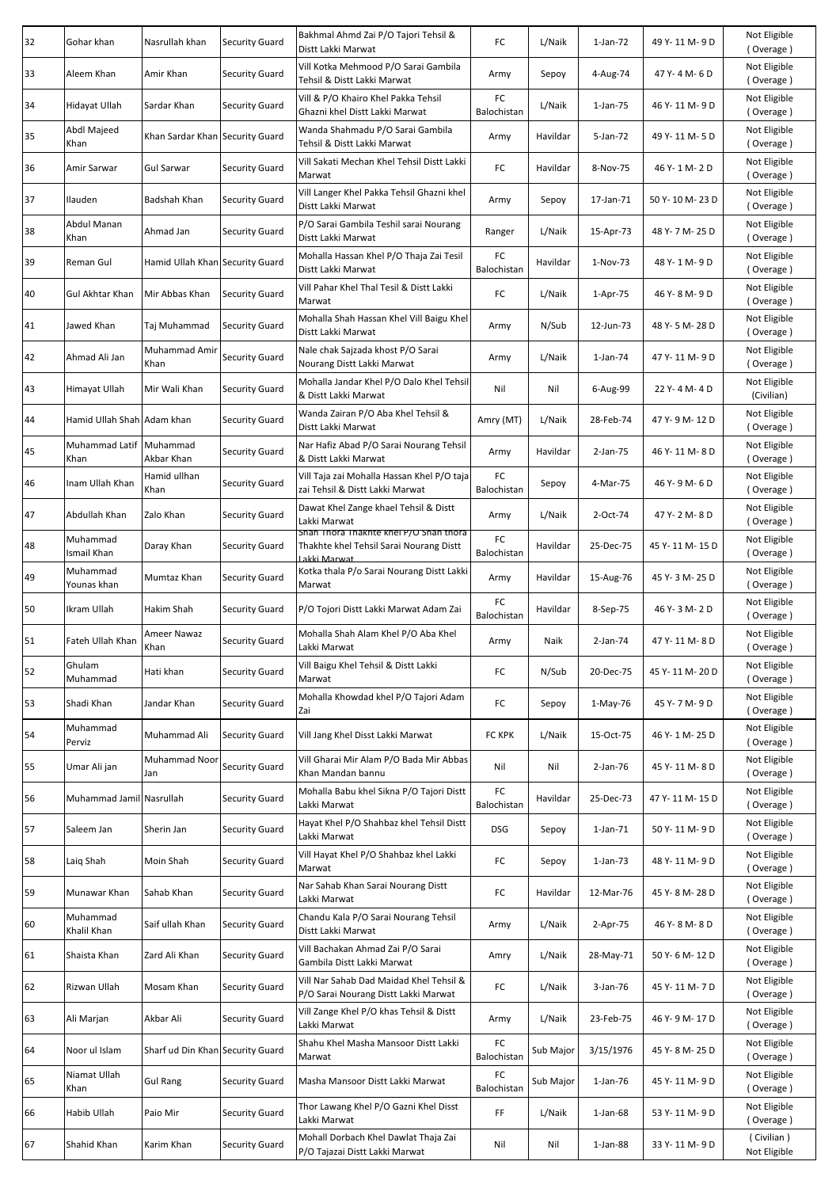| 32 | Gohar khan | Nasrullah khan | Security Guard | Bakhmal Ahmd Zai P/O Tajori Tehsil & Distt Lakki Marwat | FC | L/Naik | 1-Jan-72 | 49 Y- 11 M- 9 D | Not Eligible ( Overage ) |
|---|---|---|---|---|---|---|---|---|---|
| 33 | Aleem Khan | Amir Khan | Security Guard | Vill Kotka Mehmood P/O Sarai Gambila Tehsil & Distt Lakki Marwat | Army | Sepoy | 4-Aug-74 | 47 Y- 4 M- 6 D | Not Eligible ( Overage ) |
| 34 | Hidayat Ullah | Sardar Khan | Security Guard | Vill & P/O Khairo Khel Pakka Tehsil Ghazni khel Distt Lakki Marwat | FC Balochistan | L/Naik | 1-Jan-75 | 46 Y- 11 M- 9 D | Not Eligible ( Overage ) |
| 35 | Abdl Majeed Khan | Khan Sardar Khan | Security Guard | Wanda Shahmadu P/O Sarai Gambila Tehsil & Distt Lakki Marwat | Army | Havildar | 5-Jan-72 | 49 Y- 11 M- 5 D | Not Eligible ( Overage ) |
| 36 | Amir Sarwar | Gul Sarwar | Security Guard | Vill Sakati Mechan Khel Tehsil Distt Lakki Marwat | FC | Havildar | 8-Nov-75 | 46 Y- 1 M- 2 D | Not Eligible ( Overage ) |
| 37 | Ilauden | Badshah Khan | Security Guard | Vill Langer Khel Pakka Tehsil Ghazni khel Distt Lakki Marwat | Army | Sepoy | 17-Jan-71 | 50 Y- 10 M- 23 D | Not Eligible ( Overage ) |
| 38 | Abdul Manan Khan | Ahmad Jan | Security Guard | P/O Sarai Gambila Teshil sarai Nourang Distt Lakki Marwat | Ranger | L/Naik | 15-Apr-73 | 48 Y- 7 M- 25 D | Not Eligible ( Overage ) |
| 39 | Reman Gul | Hamid Ullah Khan | Security Guard | Mohalla Hassan Khel P/O Thaja Zai Tesil Distt Lakki Marwat | FC Balochistan | Havildar | 1-Nov-73 | 48 Y- 1 M- 9 D | Not Eligible ( Overage ) |
| 40 | Gul Akhtar Khan | Mir Abbas Khan | Security Guard | Vill Pahar Khel Thal Tesil & Distt Lakki Marwat | FC | L/Naik | 1-Apr-75 | 46 Y- 8 M- 9 D | Not Eligible ( Overage ) |
| 41 | Jawed Khan | Taj Muhammad | Security Guard | Mohalla Shah Hassan Khel Vill Baigu Khel Distt Lakki Marwat | Army | N/Sub | 12-Jun-73 | 48 Y- 5 M- 28 D | Not Eligible ( Overage ) |
| 42 | Ahmad Ali Jan | Muhammad Amir Khan | Security Guard | Nale chak Sajzada khost P/O Sarai Nourang Distt Lakki Marwat | Army | L/Naik | 1-Jan-74 | 47 Y- 11 M- 9 D | Not Eligible ( Overage ) |
| 43 | Himayat Ullah | Mir Wali Khan | Security Guard | Mohalla Jandar Khel P/O Dalo Khel Tehsil & Distt Lakki Marwat | Nil | Nil | 6-Aug-99 | 22 Y- 4 M- 4 D | Not Eligible (Civilian) |
| 44 | Hamid Ullah Shah | Adam khan | Security Guard | Wanda Zairan P/O Aba Khel Tehsil & Distt Lakki Marwat | Amry (MT) | L/Naik | 28-Feb-74 | 47 Y- 9 M- 12 D | Not Eligible ( Overage ) |
| 45 | Muhammad Latif Khan | Muhammad Akbar Khan | Security Guard | Nar Hafiz Abad P/O Sarai Nourang Tehsil & Distt Lakki Marwat | Army | Havildar | 2-Jan-75 | 46 Y- 11 M- 8 D | Not Eligible ( Overage ) |
| 46 | Inam Ullah Khan | Hamid ullhan Khan | Security Guard | Vill Taja zai Mohalla Hassan Khel P/O taja zai Tehsil & Distt Lakki Marwat | FC Balochistan | Sepoy | 4-Mar-75 | 46 Y- 9 M- 6 D | Not Eligible ( Overage ) |
| 47 | Abdullah Khan | Zalo Khan | Security Guard | Dawat Khel Zange khael Tehsil & Distt Lakki Marwat | Army | L/Naik | 2-Oct-74 | 47 Y- 2 M- 8 D | Not Eligible ( Overage ) |
| 48 | Muhammad Ismail Khan | Daray Khan | Security Guard | Shah Thora Thakhte khel P/O Shah thora Thakhte khel Tehsil Sarai Nourang Distt Lakki Marwat | FC Balochistan | Havildar | 25-Dec-75 | 45 Y- 11 M- 15 D | Not Eligible ( Overage ) |
| 49 | Muhammad Younas khan | Mumtaz Khan | Security Guard | Kotka thala P/o Sarai Nourang Distt Lakki Marwat | Army | Havildar | 15-Aug-76 | 45 Y- 3 M- 25 D | Not Eligible ( Overage ) |
| 50 | Ikram Ullah | Hakim Shah | Security Guard | P/O Tojori Distt Lakki Marwat Adam Zai | FC Balochistan | Havildar | 8-Sep-75 | 46 Y- 3 M- 2 D | Not Eligible ( Overage ) |
| 51 | Fateh Ullah Khan | Ameer Nawaz Khan | Security Guard | Mohalla Shah Alam Khel P/O Aba Khel Lakki Marwat | Army | Naik | 2-Jan-74 | 47 Y- 11 M- 8 D | Not Eligible ( Overage ) |
| 52 | Ghulam Muhammad | Hati khan | Security Guard | Vill Baigu Khel Tehsil & Distt Lakki Marwat | FC | N/Sub | 20-Dec-75 | 45 Y- 11 M- 20 D | Not Eligible ( Overage ) |
| 53 | Shadi Khan | Jandar Khan | Security Guard | Mohalla Khowdad khel P/O Tajori Adam Zai | FC | Sepoy | 1-May-76 | 45 Y- 7 M- 9 D | Not Eligible ( Overage ) |
| 54 | Muhammad Perviz | Muhammad Ali | Security Guard | Vill Jang Khel Disst Lakki Marwat | FC KPK | L/Naik | 15-Oct-75 | 46 Y- 1 M- 25 D | Not Eligible ( Overage ) |
| 55 | Umar Ali jan | Muhammad Noor Jan | Security Guard | Vill Gharai Mir Alam P/O Bada Mir Abbas Khan Mandan bannu | Nil | Nil | 2-Jan-76 | 45 Y- 11 M- 8 D | Not Eligible ( Overage ) |
| 56 | Muhammad Jamil | Nasrullah | Security Guard | Mohalla Babu khel Sikna P/O Tajori Distt Lakki Marwat | FC Balochistan | Havildar | 25-Dec-73 | 47 Y- 11 M- 15 D | Not Eligible ( Overage ) |
| 57 | Saleem Jan | Sherin Jan | Security Guard | Hayat Khel P/O Shahbaz khel Tehsil Distt Lakki Marwat | DSG | Sepoy | 1-Jan-71 | 50 Y- 11 M- 9 D | Not Eligible ( Overage ) |
| 58 | Laiq Shah | Moin Shah | Security Guard | Vill Hayat Khel P/O Shahbaz khel Lakki Marwat | FC | Sepoy | 1-Jan-73 | 48 Y- 11 M- 9 D | Not Eligible ( Overage ) |
| 59 | Munawar Khan | Sahab Khan | Security Guard | Nar Sahab Khan Sarai Nourang Distt Lakki Marwat | FC | Havildar | 12-Mar-76 | 45 Y- 8 M- 28 D | Not Eligible ( Overage ) |
| 60 | Muhammad Khalil Khan | Saif ullah Khan | Security Guard | Chandu Kala P/O Sarai Nourang Tehsil Distt Lakki Marwat | Army | L/Naik | 2-Apr-75 | 46 Y- 8 M- 8 D | Not Eligible ( Overage ) |
| 61 | Shaista Khan | Zard Ali Khan | Security Guard | Vill Bachakan Ahmad Zai P/O Sarai Gambila Distt Lakki Marwat | Amry | L/Naik | 28-May-71 | 50 Y- 6 M- 12 D | Not Eligible ( Overage ) |
| 62 | Rizwan Ullah | Mosam Khan | Security Guard | Vill Nar Sahab Dad Maidad Khel Tehsil & P/O Sarai Nourang Distt Lakki Marwat | FC | L/Naik | 3-Jan-76 | 45 Y- 11 M- 7 D | Not Eligible ( Overage ) |
| 63 | Ali Marjan | Akbar Ali | Security Guard | Vill Zange Khel P/O khas Tehsil & Distt Lakki Marwat | Army | L/Naik | 23-Feb-75 | 46 Y- 9 M- 17 D | Not Eligible ( Overage ) |
| 64 | Noor ul Islam | Sharf ud Din Khan | Security Guard | Shahu Khel Masha Mansoor Distt Lakki Marwat | FC Balochistan | Sub Major | 3/15/1976 | 45 Y- 8 M- 25 D | Not Eligible ( Overage ) |
| 65 | Niamat Ullah Khan | Gul Rang | Security Guard | Masha Mansoor Distt Lakki Marwat | FC Balochistan | Sub Major | 1-Jan-76 | 45 Y- 11 M- 9 D | Not Eligible ( Overage ) |
| 66 | Habib Ullah | Paio Mir | Security Guard | Thor Lawang Khel P/O Gazni Khel Disst Lakki Marwat | FF | L/Naik | 1-Jan-68 | 53 Y- 11 M- 9 D | Not Eligible ( Overage ) |
| 67 | Shahid Khan | Karim Khan | Security Guard | Mohall Dorbach Khel Dawlat Thaja Zai P/O Tajazai Distt Lakki Marwat | Nil | Nil | 1-Jan-88 | 33 Y- 11 M- 9 D | ( Civilian ) Not Eligible |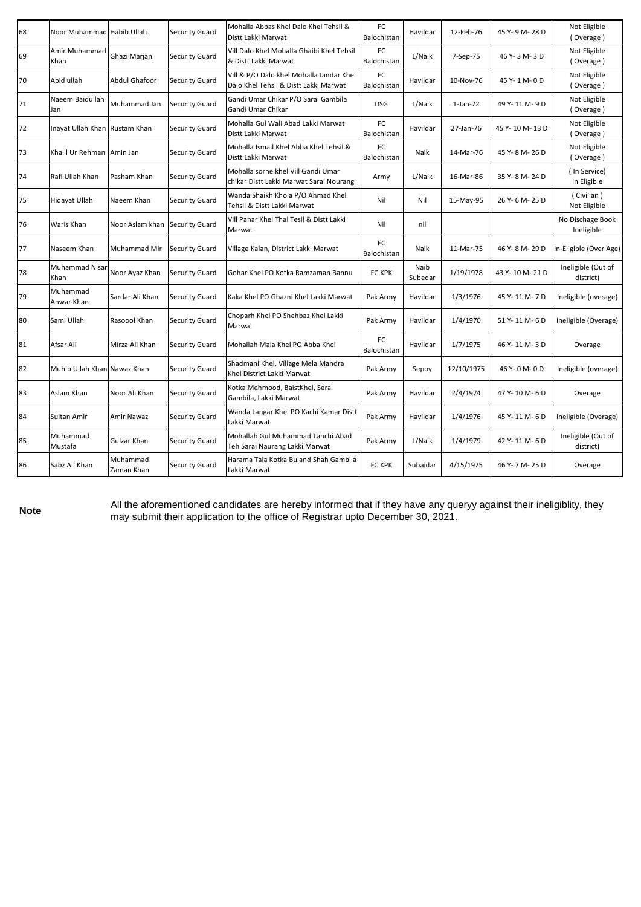| | | | | | | | | | |
|---|---|---|---|---|---|---|---|---|---|
| 68 | Noor Muhammad | Habib Ullah | Security Guard | Mohalla Abbas Khel Dalo Khel Tehsil & Distt Lakki Marwat | FC Balochistan | Havildar | 12-Feb-76 | 45 Y- 9 M- 28 D | Not Eligible ( Overage ) |
| 69 | Amir Muhammad Khan | Ghazi Marjan | Security Guard | Vill Dalo Khel Mohalla Ghaibi Khel Tehsil & Distt Lakki Marwat | FC Balochistan | L/Naik | 7-Sep-75 | 46 Y- 3 M- 3 D | Not Eligible ( Overage ) |
| 70 | Abid ullah | Abdul Ghafoor | Security Guard | Vill & P/O Dalo khel Mohalla Jandar Khel Dalo Khel Tehsil & Distt Lakki Marwat | FC Balochistan | Havildar | 10-Nov-76 | 45 Y- 1 M- 0 D | Not Eligible ( Overage ) |
| 71 | Naeem Baidullah Jan | Muhammad Jan | Security Guard | Gandi Umar Chikar P/O Sarai Gambila Gandi Umar Chikar | DSG | L/Naik | 1-Jan-72 | 49 Y- 11 M- 9 D | Not Eligible ( Overage ) |
| 72 | Inayat Ullah Khan | Rustam Khan | Security Guard | Mohalla Gul Wali Abad Lakki Marwat Distt Lakki Marwat | FC Balochistan | Havildar | 27-Jan-76 | 45 Y- 10 M- 13 D | Not Eligible ( Overage ) |
| 73 | Khalil Ur Rehman | Amin Jan | Security Guard | Mohalla Ismail Khel Abba Khel Tehsil & Distt Lakki Marwat | FC Balochistan | Naik | 14-Mar-76 | 45 Y- 8 M- 26 D | Not Eligible ( Overage ) |
| 74 | Rafi Ullah Khan | Pasham Khan | Security Guard | Mohalla sorne khel Vill Gandi Umar chikar Distt Lakki Marwat Sarai Nourang | Army | L/Naik | 16-Mar-86 | 35 Y- 8 M- 24 D | ( In Service) In Eligible |
| 75 | Hidayat Ullah | Naeem Khan | Security Guard | Wanda Shaikh Khola P/O Ahmad Khel Tehsil & Distt Lakki Marwat | Nil | Nil | 15-May-95 | 26 Y- 6 M- 25 D | ( Civilian ) Not Eligible |
| 76 | Waris Khan | Noor Aslam khan | Security Guard | Vill Pahar Khel Thal Tesil & Distt Lakki Marwat | Nil | nil | | | No Dischage Book Ineligible |
| 77 | Naseem Khan | Muhammad Mir | Security Guard | Village Kalan, District Lakki Marwat | FC Balochistan | Naik | 11-Mar-75 | 46 Y- 8 M- 29 D | In-Eligible (Over Age) |
| 78 | Muhammad Nisar Khan | Noor Ayaz Khan | Security Guard | Gohar Khel PO Kotka Ramzaman Bannu | FC KPK | Naib Subedar | 1/19/1978 | 43 Y- 10 M- 21 D | Ineligible (Out of district) |
| 79 | Muhammad Anwar Khan | Sardar Ali Khan | Security Guard | Kaka Khel PO Ghazni Khel Lakki Marwat | Pak Army | Havildar | 1/3/1976 | 45 Y- 11 M- 7 D | Ineligible (overage) |
| 80 | Sami Ullah | Rasoool Khan | Security Guard | Choparh Khel PO Shehbaz Khel Lakki Marwat | Pak Army | Havildar | 1/4/1970 | 51 Y- 11 M- 6 D | Ineligible (Overage) |
| 81 | Afsar Ali | Mirza Ali Khan | Security Guard | Mohallah Mala Khel PO Abba Khel | FC Balochistan | Havildar | 1/7/1975 | 46 Y- 11 M- 3 D | Overage |
| 82 | Muhib Ullah Khan | Nawaz Khan | Security Guard | Shadmani Khel, Village Mela Mandra Khel District Lakki Marwat | Pak Army | Sepoy | 12/10/1975 | 46 Y- 0 M- 0 D | Ineligible (overage) |
| 83 | Aslam Khan | Noor Ali Khan | Security Guard | Kotka Mehmood, BaistKhel, Serai Gambila, Lakki Marwat | Pak Army | Havildar | 2/4/1974 | 47 Y- 10 M- 6 D | Overage |
| 84 | Sultan Amir | Amir Nawaz | Security Guard | Wanda Langar Khel PO Kachi Kamar Distt Lakki Marwat | Pak Army | Havildar | 1/4/1976 | 45 Y- 11 M- 6 D | Ineligible (Overage) |
| 85 | Muhammad Mustafa | Gulzar Khan | Security Guard | Mohallah Gul Muhammad Tanchi Abad Teh Sarai Naurang Lakki Marwat | Pak Army | L/Naik | 1/4/1979 | 42 Y- 11 M- 6 D | Ineligible (Out of district) |
| 86 | Sabz Ali Khan | Muhammad Zaman Khan | Security Guard | Harama Tala Kotka Buland Shah Gambila Lakki Marwat | FC KPK | Subaidar | 4/15/1975 | 46 Y- 7 M- 25 D | Overage |

**Note**

All the aforementioned candidates are hereby informed that if they have any queryy against their ineligiblity, they may submit their application to the office of Registrar upto December 30, 2021.